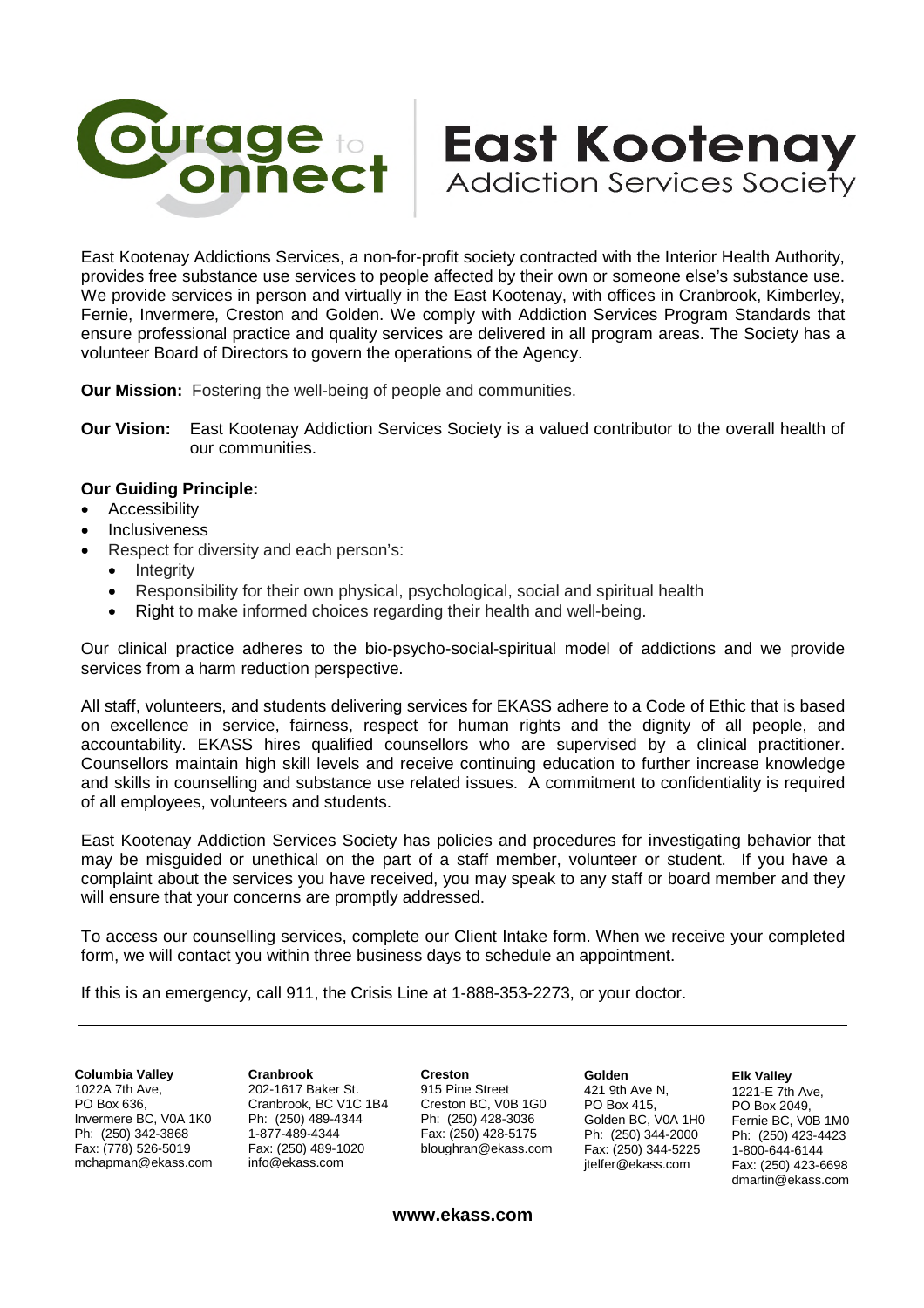# Courage to Connect

# East Kootenay Addiction Services Society

East Kootenay Addictions Services, a non-for-profit society contracted with the Interior Health Authority, provides free substance use services to people affected by their own or someone else's substance use. We provide services in person and virtually in the East Kootenay, with offices in Cranbrook, Kimberley, Fernie, Invermere, Creston and Golden. We comply with Addiction Services Program Standards that ensure professional practice and quality services are delivered in all program areas. The Society has a volunteer Board of Directors to govern the operations of the Agency.

**Our Mission:** Fostering the well-being of people and communities.

**Our Vision:** East Kootenay Addiction Services Society is a valued contributor to the overall health of our communities.

**Our Guiding Principle:**

- Accessibility
- Inclusiveness
- Respect for diversity and each person's:
  - Integrity
  - Responsibility for their own physical, psychological, social and spiritual health
  - Right to make informed choices regarding their health and well-being.

Our clinical practice adheres to the bio-psycho-social-spiritual model of addictions and we provide services from a harm reduction perspective.

All staff, volunteers, and students delivering services for EKASS adhere to a Code of Ethic that is based on excellence in service, fairness, respect for human rights and the dignity of all people, and accountability. EKASS hires qualified counsellors who are supervised by a clinical practitioner. Counsellors maintain high skill levels and receive continuing education to further increase knowledge and skills in counselling and substance use related issues. A commitment to confidentiality is required of all employees, volunteers and students.

East Kootenay Addiction Services Society has policies and procedures for investigating behavior that may be misguided or unethical on the part of a staff member, volunteer or student. If you have a complaint about the services you have received, you may speak to any staff or board member and they will ensure that your concerns are promptly addressed.

To access our counselling services, complete our Client Intake form. When we receive your completed form, we will contact you within three business days to schedule an appointment.

If this is an emergency, call 911, the Crisis Line at 1-888-353-2273, or your doctor.

---

**Columbia Valley**
1022A 7th Ave,
PO Box 636,
Invermere BC, V0A 1K0
Ph: (250) 342-3868
Fax: (778) 526-5019
mchapman@ekass.com

**Cranbrook**
202-1617 Baker St.
Cranbrook, BC V1C 1B4
Ph: (250) 489-4344
1-877-489-4344
Fax: (250) 489-1020
info@ekass.com

**Creston**
915 Pine Street
Creston BC, V0B 1G0
Ph: (250) 428-3036
Fax: (250) 428-5175
bloughran@ekass.com

**Golden**
421 9th Ave N,
PO Box 415,
Golden BC, V0A 1H0
Ph: (250) 344-2000
Fax: (250) 344-5225
jtelfer@ekass.com

**Elk Valley**
1221-E 7th Ave,
PO Box 2049,
Fernie BC, V0B 1M0
Ph: (250) 423-4423
1-800-644-6144
Fax: (250) 423-6698
dmartin@ekass.com

**www.ekass.com**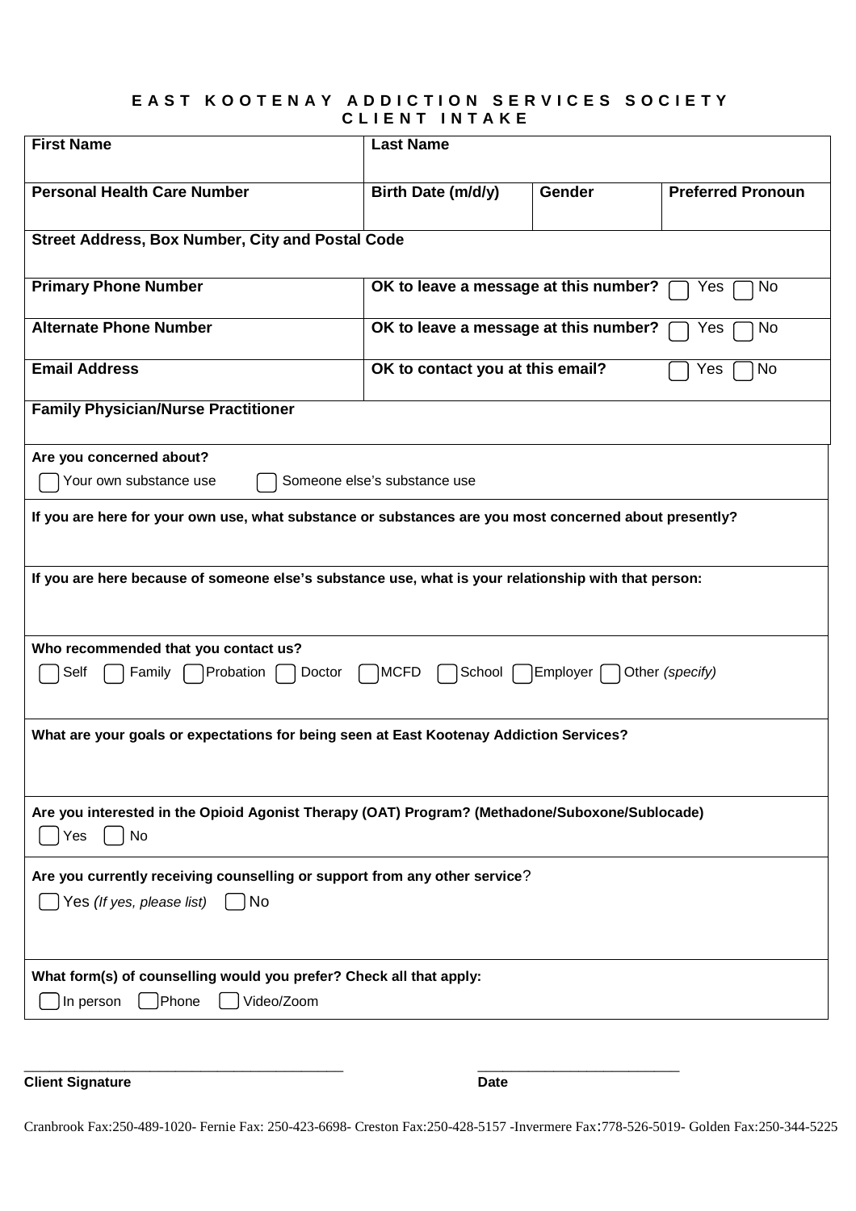# EAST KOOTENAY ADDICTION SERVICES SOCIETY
## CLIENT INTAKE

| | | | |
|---|---|---|---|
| **First Name** | **Last Name** | | |
| **Personal Health Care Number** | **Birth Date (m/d/y)** | **Gender** | **Preferred Pronoun** |
| **Street Address, Box Number, City and Postal Code** | | | |
| **Primary Phone Number** | **OK to leave a message at this number?** ☐ Yes ☐ No | | |
| **Alternate Phone Number** | **OK to leave a message at this number?** ☐ Yes ☐ No | | |
| **Email Address** | **OK to contact you at this email?** ☐ Yes ☐ No | | |
| **Family Physician/Nurse Practitioner** | | | |

**Are you concerned about?**

☐ Your own substance use ☐ Someone else's substance use

**If you are here for your own use, what substance or substances are you most concerned about presently?**

**If you are here because of someone else's substance use, what is your relationship with that person:**

**Who recommended that you contact us?**

☐ Self ☐ Family ☐ Probation ☐ Doctor ☐ MCFD ☐ School ☐ Employer ☐ Other *(specify)*

**What are your goals or expectations for being seen at East Kootenay Addiction Services?**

**Are you interested in the Opioid Agonist Therapy (OAT) Program? (Methadone/Suboxone/Sublocade)**

☐ Yes ☐ No

**Are you currently receiving counselling or support from any other service**?

☐ Yes *(If yes, please list)* ☐ No

**What form(s) of counselling would you prefer? Check all that apply:**

☐ In person ☐ Phone ☐ Video/Zoom

\_\_\_\_\_\_\_\_\_\_\_\_\_\_\_\_\_\_\_\_\_\_\_\_\_\_\_\_\_\_\_\_\_\_\_\_\_\_\_\_\_\_ \_\_\_\_\_\_\_\_\_\_\_\_\_\_\_\_\_\_\_\_\_\_\_\_\_\_\_

**Client Signature** **Date**

Cranbrook Fax:250-489-1020- Fernie Fax: 250-423-6698- Creston Fax:250-428-5157 -Invermere Fax:778-526-5019- Golden Fax:250-344-5225